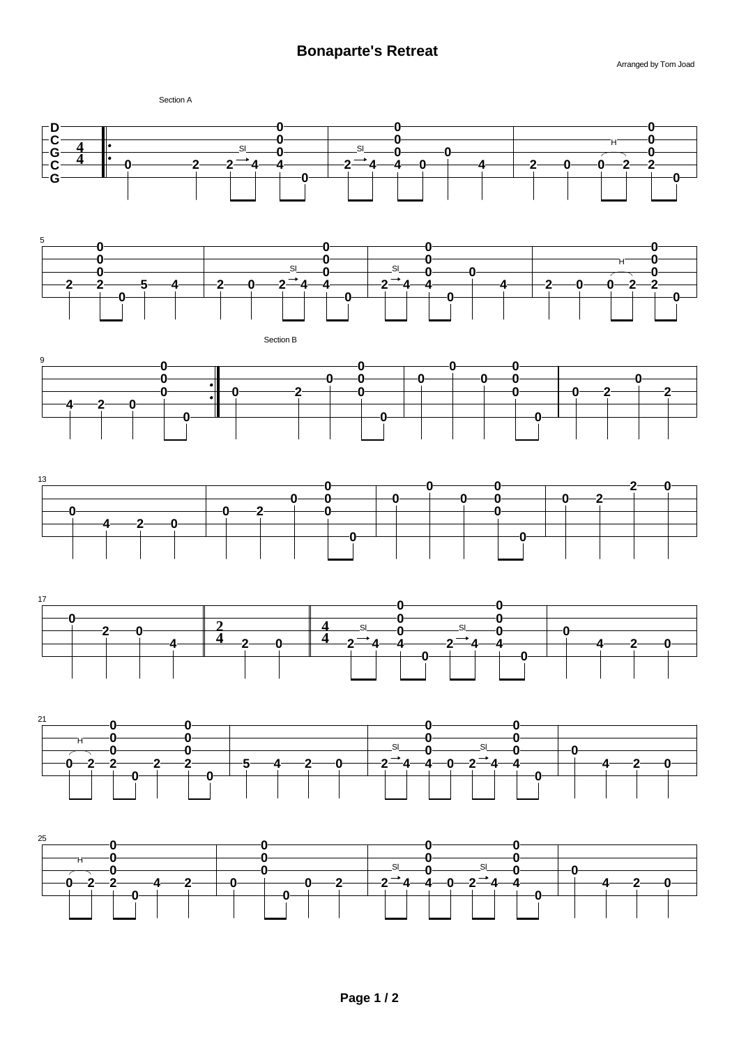# Bonaparte's Retreat

Arranged by Tom Joad

Section A

Section B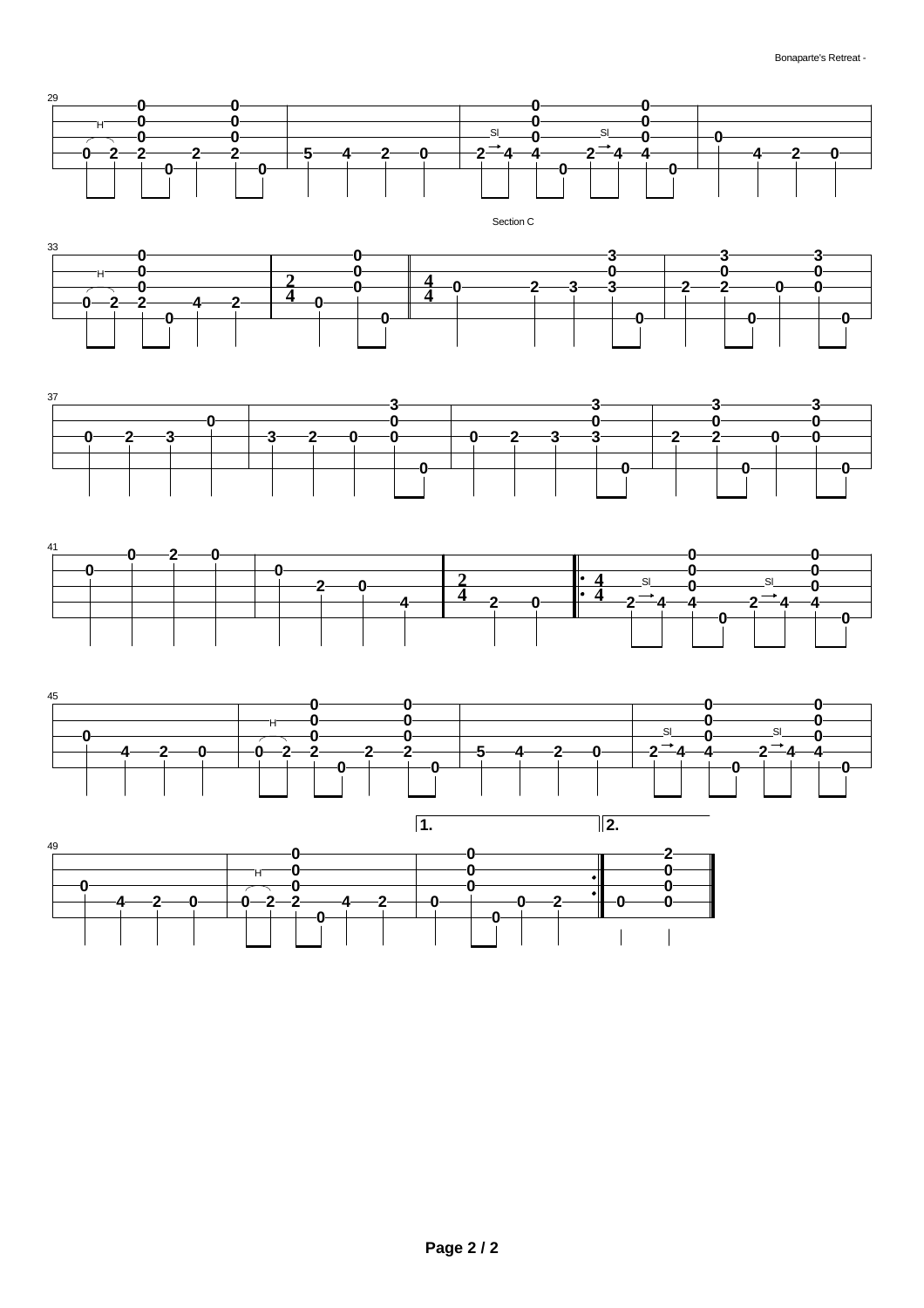Section C